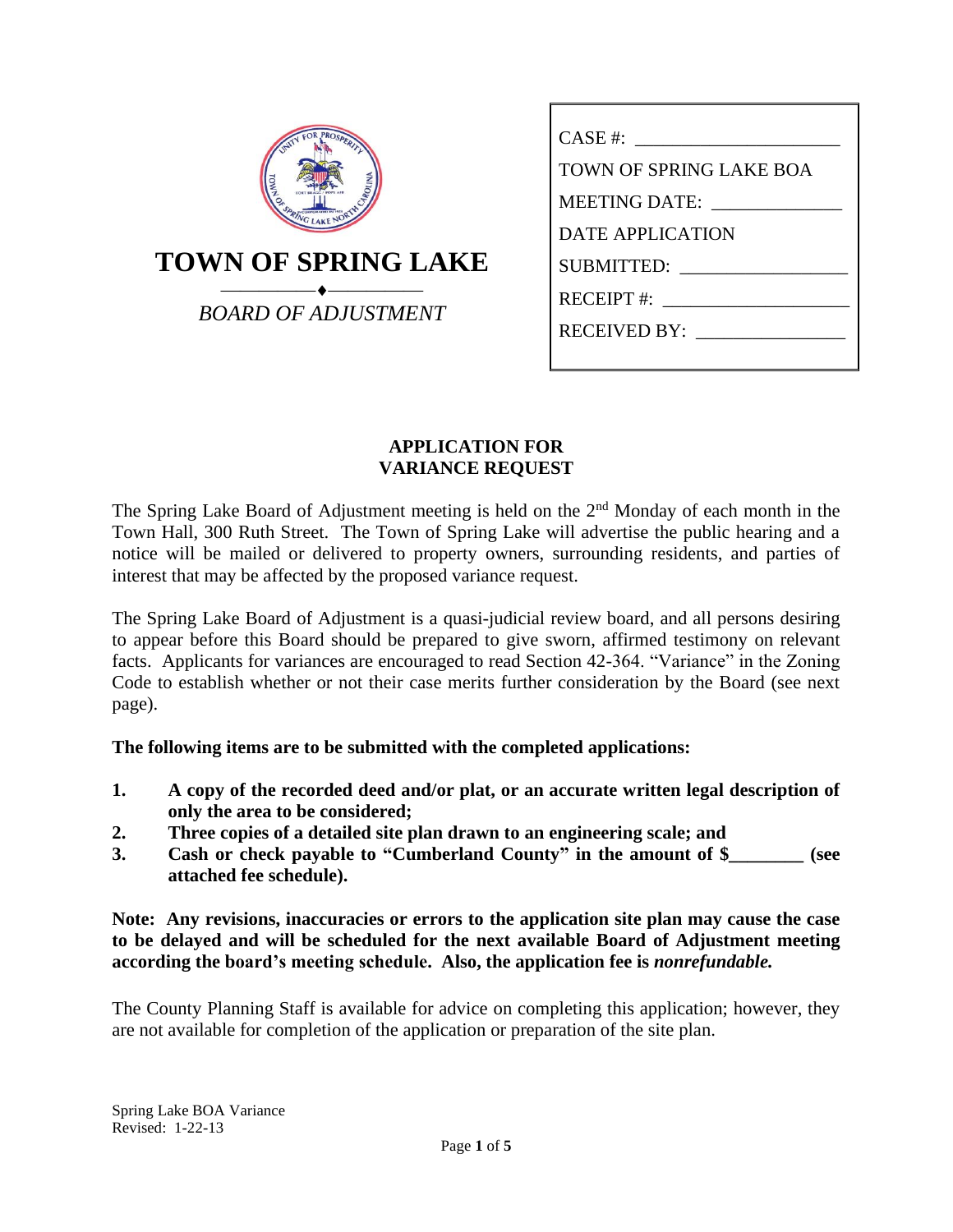# TOWN OF SPRING LAKE

*BOARD OF ADJUSTMENT*

CASE #: ______________________

TOWN OF SPRING LAKE BOA

MEETING DATE: ______________

DATE APPLICATION

SUBMITTED: _________________

RECEIPT #: ___________________

RECEIVED BY: ________________

## APPLICATION FOR VARIANCE REQUEST

The Spring Lake Board of Adjustment meeting is held on the 2nd Monday of each month in the Town Hall, 300 Ruth Street. The Town of Spring Lake will advertise the public hearing and a notice will be mailed or delivered to property owners, surrounding residents, and parties of interest that may be affected by the proposed variance request.

The Spring Lake Board of Adjustment is a quasi-judicial review board, and all persons desiring to appear before this Board should be prepared to give sworn, affirmed testimony on relevant facts. Applicants for variances are encouraged to read Section 42-364. "Variance" in the Zoning Code to establish whether or not their case merits further consideration by the Board (see next page).

**The following items are to be submitted with the completed applications:**

1. **A copy of the recorded deed and/or plat, or an accurate written legal description of only the area to be considered;**
2. **Three copies of a detailed site plan drawn to an engineering scale; and**
3. **Cash or check payable to "Cumberland County" in the amount of $________ (see attached fee schedule).**

**Note: Any revisions, inaccuracies or errors to the application site plan may cause the case to be delayed and will be scheduled for the next available Board of Adjustment meeting according the board's meeting schedule. Also, the application fee is *nonrefundable.***

The County Planning Staff is available for advice on completing this application; however, they are not available for completion of the application or preparation of the site plan.

Spring Lake BOA Variance
Revised: 1-22-13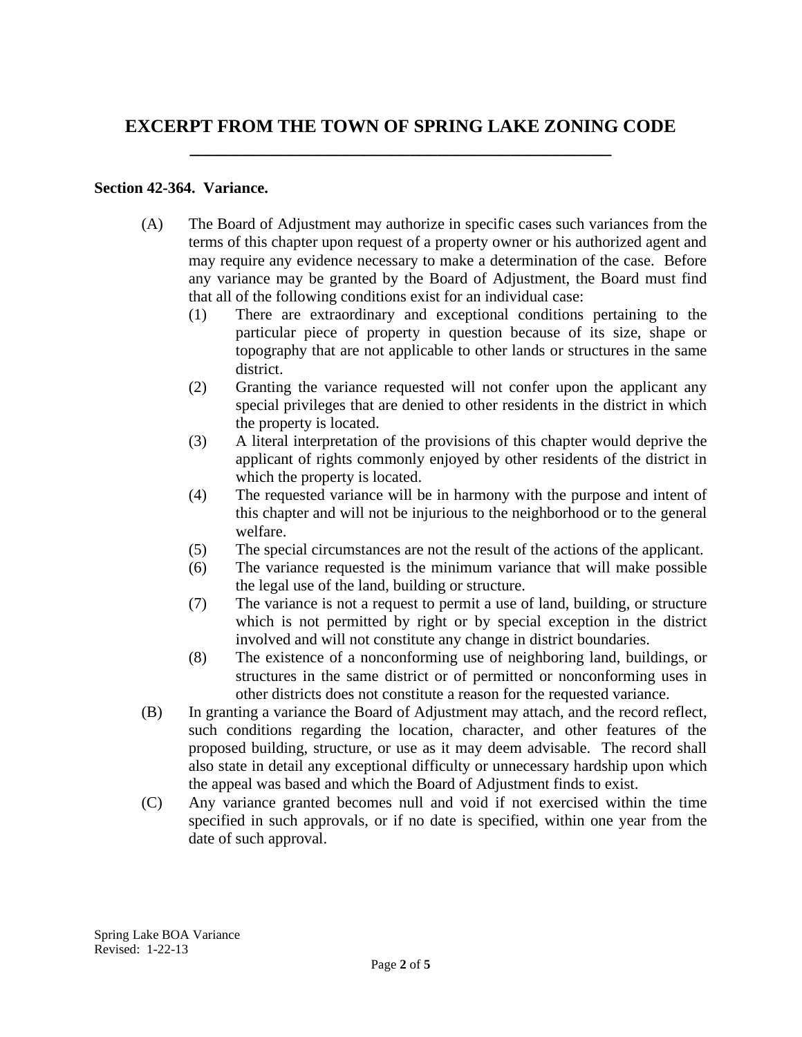# EXCERPT FROM THE TOWN OF SPRING LAKE ZONING CODE

**Section 42-364. Variance.**

(A) The Board of Adjustment may authorize in specific cases such variances from the terms of this chapter upon request of a property owner or his authorized agent and may require any evidence necessary to make a determination of the case. Before any variance may be granted by the Board of Adjustment, the Board must find that all of the following conditions exist for an individual case:

   (1) There are extraordinary and exceptional conditions pertaining to the particular piece of property in question because of its size, shape or topography that are not applicable to other lands or structures in the same district.

   (2) Granting the variance requested will not confer upon the applicant any special privileges that are denied to other residents in the district in which the property is located.

   (3) A literal interpretation of the provisions of this chapter would deprive the applicant of rights commonly enjoyed by other residents of the district in which the property is located.

   (4) The requested variance will be in harmony with the purpose and intent of this chapter and will not be injurious to the neighborhood or to the general welfare.

   (5) The special circumstances are not the result of the actions of the applicant.

   (6) The variance requested is the minimum variance that will make possible the legal use of the land, building or structure.

   (7) The variance is not a request to permit a use of land, building, or structure which is not permitted by right or by special exception in the district involved and will not constitute any change in district boundaries.

   (8) The existence of a nonconforming use of neighboring land, buildings, or structures in the same district or of permitted or nonconforming uses in other districts does not constitute a reason for the requested variance.

(B) In granting a variance the Board of Adjustment may attach, and the record reflect, such conditions regarding the location, character, and other features of the proposed building, structure, or use as it may deem advisable. The record shall also state in detail any exceptional difficulty or unnecessary hardship upon which the appeal was based and which the Board of Adjustment finds to exist.

(C) Any variance granted becomes null and void if not exercised within the time specified in such approvals, or if no date is specified, within one year from the date of such approval.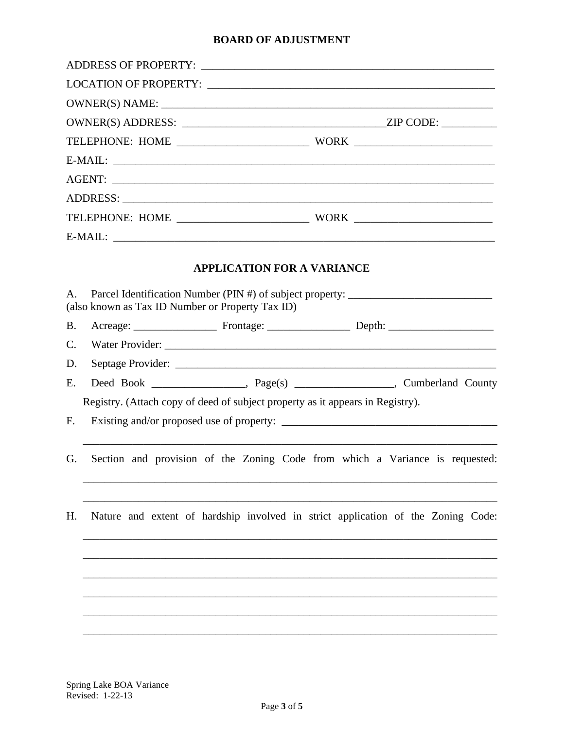## BOARD OF ADJUSTMENT

ADDRESS OF PROPERTY: ______________________________________________________

LOCATION OF PROPERTY: ____________________________________________________

OWNER(S) NAME: _________________________________________________________

OWNER(S) ADDRESS: __________________________________ZIP CODE: __________

TELEPHONE: HOME _______________________ WORK ________________________

E-MAIL: _________________________________________________________________

AGENT: _________________________________________________________________

ADDRESS: _______________________________________________________________

TELEPHONE: HOME _______________________ WORK ________________________

E-MAIL: _________________________________________________________________

## APPLICATION FOR A VARIANCE

A. Parcel Identification Number (PIN #) of subject property: __________________________
(also known as Tax ID Number or Property Tax ID)

B. Acreage: _______________ Frontage: _______________ Depth: ___________________

C. Water Provider: _______________________________________________________________

D. Septage Provider: _____________________________________________________________

E. Deed Book ________________, Page(s) _________________, Cumberland County Registry. (Attach copy of deed of subject property as it appears in Registry).

F. Existing and/or proposed use of property: ______________________________________

_____________________________________________________________________________

G. Section and provision of the Zoning Code from which a Variance is requested:

_____________________________________________________________________________

_____________________________________________________________________________

H. Nature and extent of hardship involved in strict application of the Zoning Code:

_____________________________________________________________________________

_____________________________________________________________________________

_____________________________________________________________________________

_____________________________________________________________________________

_____________________________________________________________________________

_____________________________________________________________________________

Spring Lake BOA Variance
Revised: 1-22-13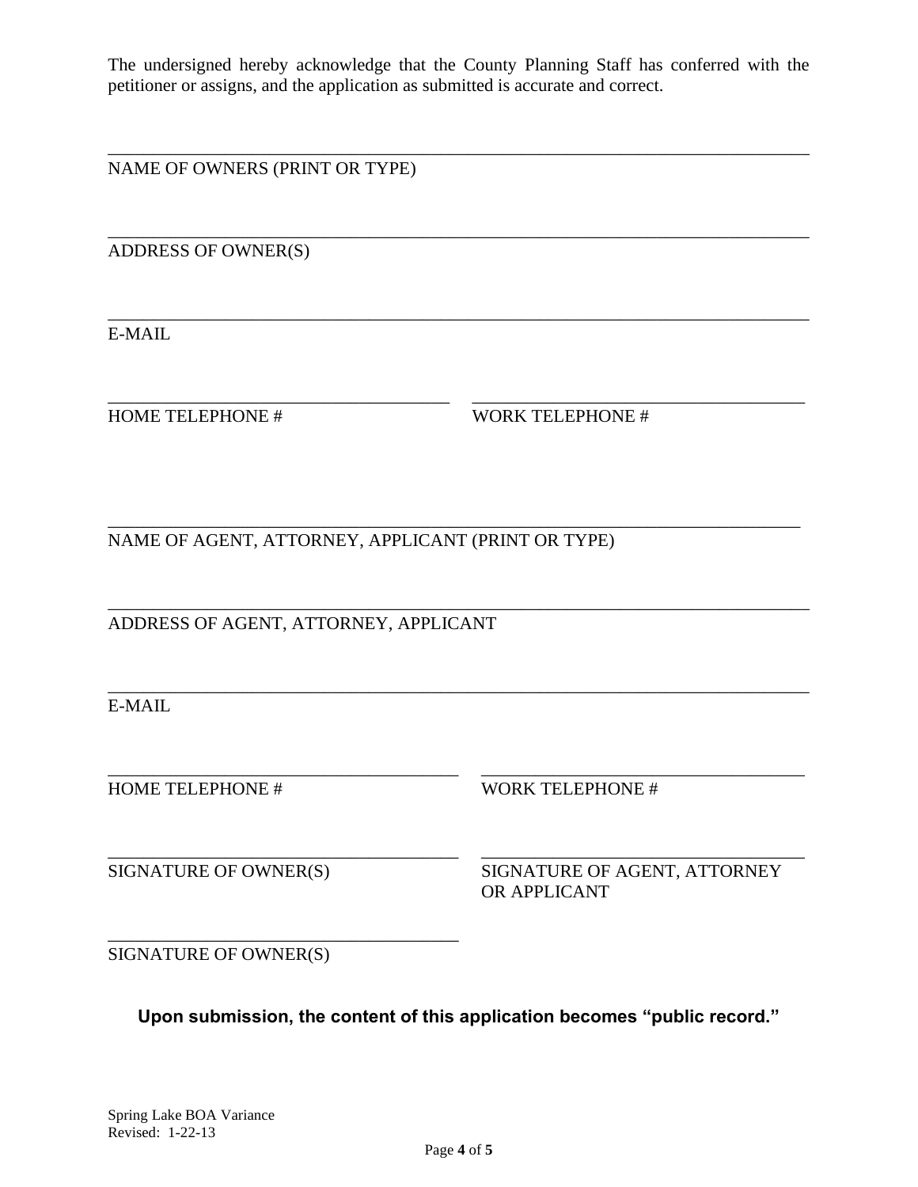The undersigned hereby acknowledge that the County Planning Staff has conferred with the petitioner or assigns, and the application as submitted is accurate and correct.

\_\_\_\_\_\_\_\_\_\_\_\_\_\_\_\_\_\_\_\_\_\_\_\_\_\_\_\_\_\_\_\_\_\_\_\_\_\_\_\_\_\_\_\_\_\_\_\_\_\_\_\_\_\_\_\_\_\_\_\_\_\_\_\_\_\_\_\_\_\_\_\_

NAME OF OWNERS (PRINT OR TYPE)

\_\_\_\_\_\_\_\_\_\_\_\_\_\_\_\_\_\_\_\_\_\_\_\_\_\_\_\_\_\_\_\_\_\_\_\_\_\_\_\_\_\_\_\_\_\_\_\_\_\_\_\_\_\_\_\_\_\_\_\_\_\_\_\_\_\_\_\_\_\_\_\_

ADDRESS OF OWNER(S)

\_\_\_\_\_\_\_\_\_\_\_\_\_\_\_\_\_\_\_\_\_\_\_\_\_\_\_\_\_\_\_\_\_\_\_\_\_\_\_\_\_\_\_\_\_\_\_\_\_\_\_\_\_\_\_\_\_\_\_\_\_\_\_\_\_\_\_\_\_\_\_\_

E-MAIL

\_\_\_\_\_\_\_\_\_\_\_\_\_\_\_\_\_\_\_\_\_\_\_\_\_\_\_\_\_\_\_\_\_\_\_ \_\_\_\_\_\_\_\_\_\_\_\_\_\_\_\_\_\_\_\_\_\_\_\_\_\_\_\_\_\_\_\_\_\_\_

HOME TELEPHONE # WORK TELEPHONE #

\_\_\_\_\_\_\_\_\_\_\_\_\_\_\_\_\_\_\_\_\_\_\_\_\_\_\_\_\_\_\_\_\_\_\_\_\_\_\_\_\_\_\_\_\_\_\_\_\_\_\_\_\_\_\_\_\_\_\_\_\_\_\_\_\_\_\_\_\_\_\_\_

NAME OF AGENT, ATTORNEY, APPLICANT (PRINT OR TYPE)

\_\_\_\_\_\_\_\_\_\_\_\_\_\_\_\_\_\_\_\_\_\_\_\_\_\_\_\_\_\_\_\_\_\_\_\_\_\_\_\_\_\_\_\_\_\_\_\_\_\_\_\_\_\_\_\_\_\_\_\_\_\_\_\_\_\_\_\_\_\_\_\_

ADDRESS OF AGENT, ATTORNEY, APPLICANT

\_\_\_\_\_\_\_\_\_\_\_\_\_\_\_\_\_\_\_\_\_\_\_\_\_\_\_\_\_\_\_\_\_\_\_\_\_\_\_\_\_\_\_\_\_\_\_\_\_\_\_\_\_\_\_\_\_\_\_\_\_\_\_\_\_\_\_\_\_\_\_\_

E-MAIL

\_\_\_\_\_\_\_\_\_\_\_\_\_\_\_\_\_\_\_\_\_\_\_\_\_\_\_\_\_\_\_\_\_\_\_ \_\_\_\_\_\_\_\_\_\_\_\_\_\_\_\_\_\_\_\_\_\_\_\_\_\_\_\_\_\_\_\_\_\_\_

HOME TELEPHONE # WORK TELEPHONE #

\_\_\_\_\_\_\_\_\_\_\_\_\_\_\_\_\_\_\_\_\_\_\_\_\_\_\_\_\_\_\_\_\_\_\_ \_\_\_\_\_\_\_\_\_\_\_\_\_\_\_\_\_\_\_\_\_\_\_\_\_\_\_\_\_\_\_\_\_\_\_

SIGNATURE OF OWNER(S) SIGNATURE OF AGENT, ATTORNEY OR APPLICANT

\_\_\_\_\_\_\_\_\_\_\_\_\_\_\_\_\_\_\_\_\_\_\_\_\_\_\_\_\_\_\_\_\_\_\_

SIGNATURE OF OWNER(S)

**Upon submission, the content of this application becomes "public record."**

Spring Lake BOA Variance
Revised: 1-22-13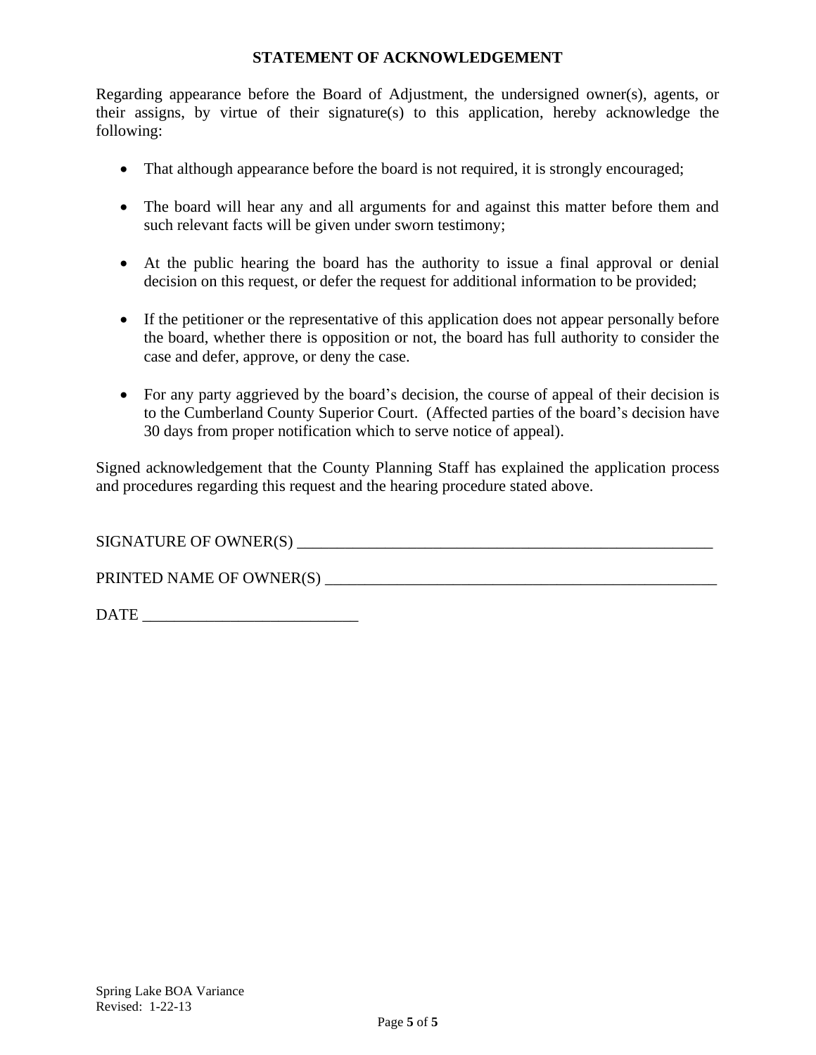## STATEMENT OF ACKNOWLEDGEMENT

Regarding appearance before the Board of Adjustment, the undersigned owner(s), agents, or their assigns, by virtue of their signature(s) to this application, hereby acknowledge the following:

- That although appearance before the board is not required, it is strongly encouraged;
- The board will hear any and all arguments for and against this matter before them and such relevant facts will be given under sworn testimony;
- At the public hearing the board has the authority to issue a final approval or denial decision on this request, or defer the request for additional information to be provided;
- If the petitioner or the representative of this application does not appear personally before the board, whether there is opposition or not, the board has full authority to consider the case and defer, approve, or deny the case.
- For any party aggrieved by the board's decision, the course of appeal of their decision is to the Cumberland County Superior Court. (Affected parties of the board's decision have 30 days from proper notification which to serve notice of appeal).

Signed acknowledgement that the County Planning Staff has explained the application process and procedures regarding this request and the hearing procedure stated above.

SIGNATURE OF OWNER(S) ______________________________________________________

PRINTED NAME OF OWNER(S) ___________________________________________________

DATE ___________________________

Spring Lake BOA Variance
Revised: 1-22-13